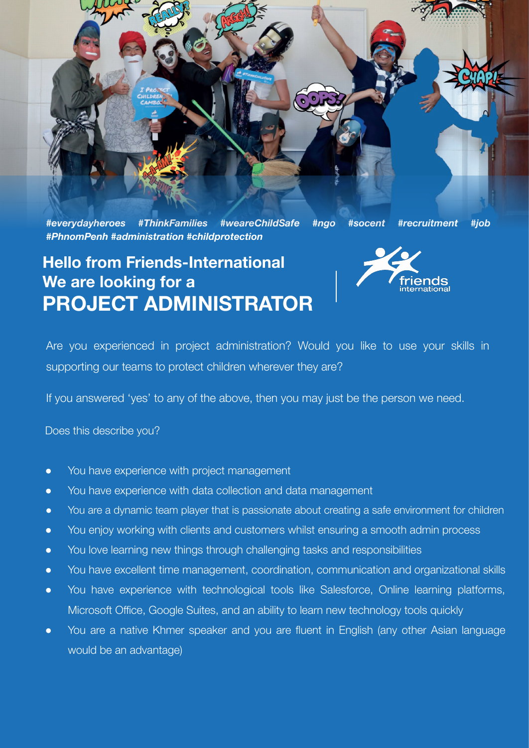*#everydayheroes #ThinkFamilies #weareChildSafe #ngo #socent #recruitment #job #PhnomPenh #administration #childprotection*

## Hello from Friends-International
## We are looking for a
# PROJECT ADMINISTRATOR

Are you experienced in project administration? Would you like to use your skills in supporting our teams to protect children wherever they are?

If you answered 'yes' to any of the above, then you may just be the person we need.

Does this describe you?

- You have experience with project management
- You have experience with data collection and data management
- You are a dynamic team player that is passionate about creating a safe environment for children
- You enjoy working with clients and customers whilst ensuring a smooth admin process
- You love learning new things through challenging tasks and responsibilities
- You have excellent time management, coordination, communication and organizational skills
- You have experience with technological tools like Salesforce, Online learning platforms, Microsoft Office, Google Suites, and an ability to learn new technology tools quickly
- You are a native Khmer speaker and you are fluent in English (any other Asian language would be an advantage)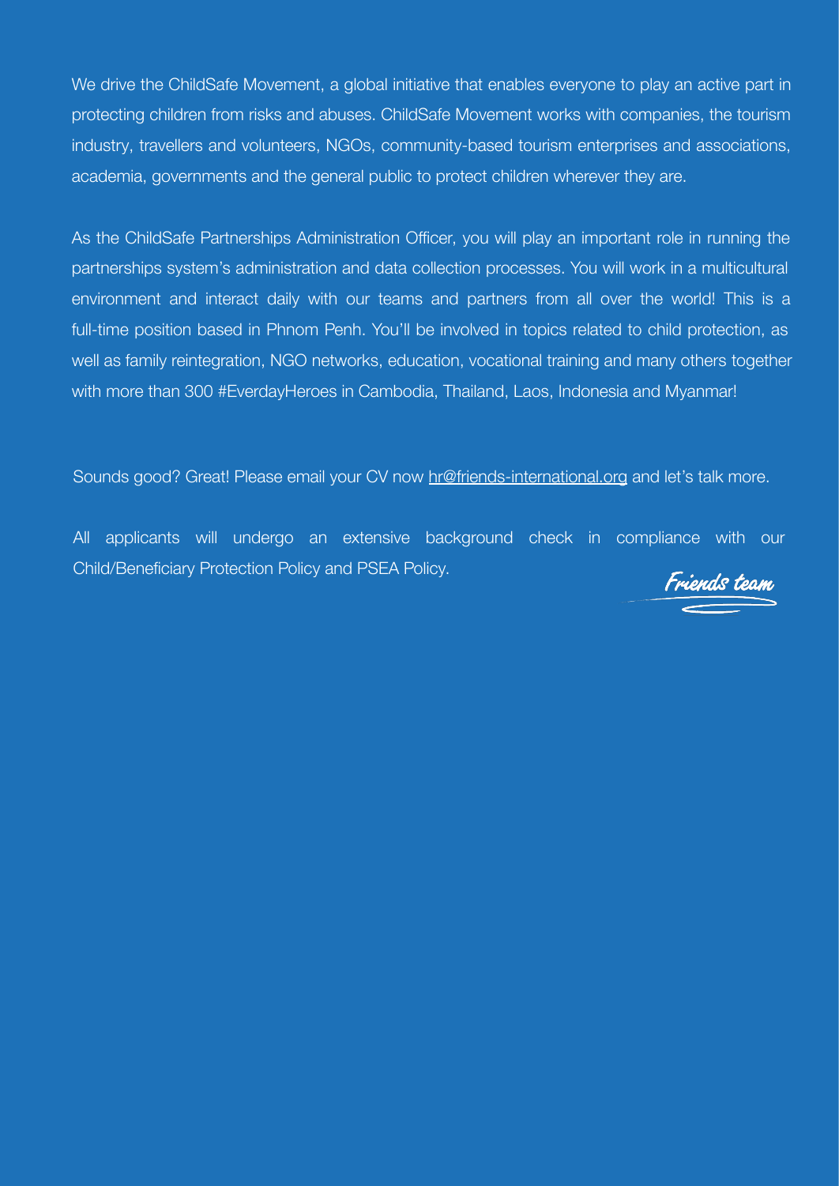We drive the ChildSafe Movement, a global initiative that enables everyone to play an active part in protecting children from risks and abuses. ChildSafe Movement works with companies, the tourism industry, travellers and volunteers, NGOs, community-based tourism enterprises and associations, academia, governments and the general public to protect children wherever they are.

As the ChildSafe Partnerships Administration Officer, you will play an important role in running the partnerships system's administration and data collection processes. You will work in a multicultural environment and interact daily with our teams and partners from all over the world! This is a full-time position based in Phnom Penh. You'll be involved in topics related to child protection, as well as family reintegration, NGO networks, education, vocational training and many others together with more than 300 #EverdayHeroes in Cambodia, Thailand, Laos, Indonesia and Myanmar!

Sounds good? Great! Please email your CV now hr@friends-international.org and let's talk more.

All applicants will undergo an extensive background check in compliance with our Child/Beneficiary Protection Policy and PSEA Policy.

*Friends team*